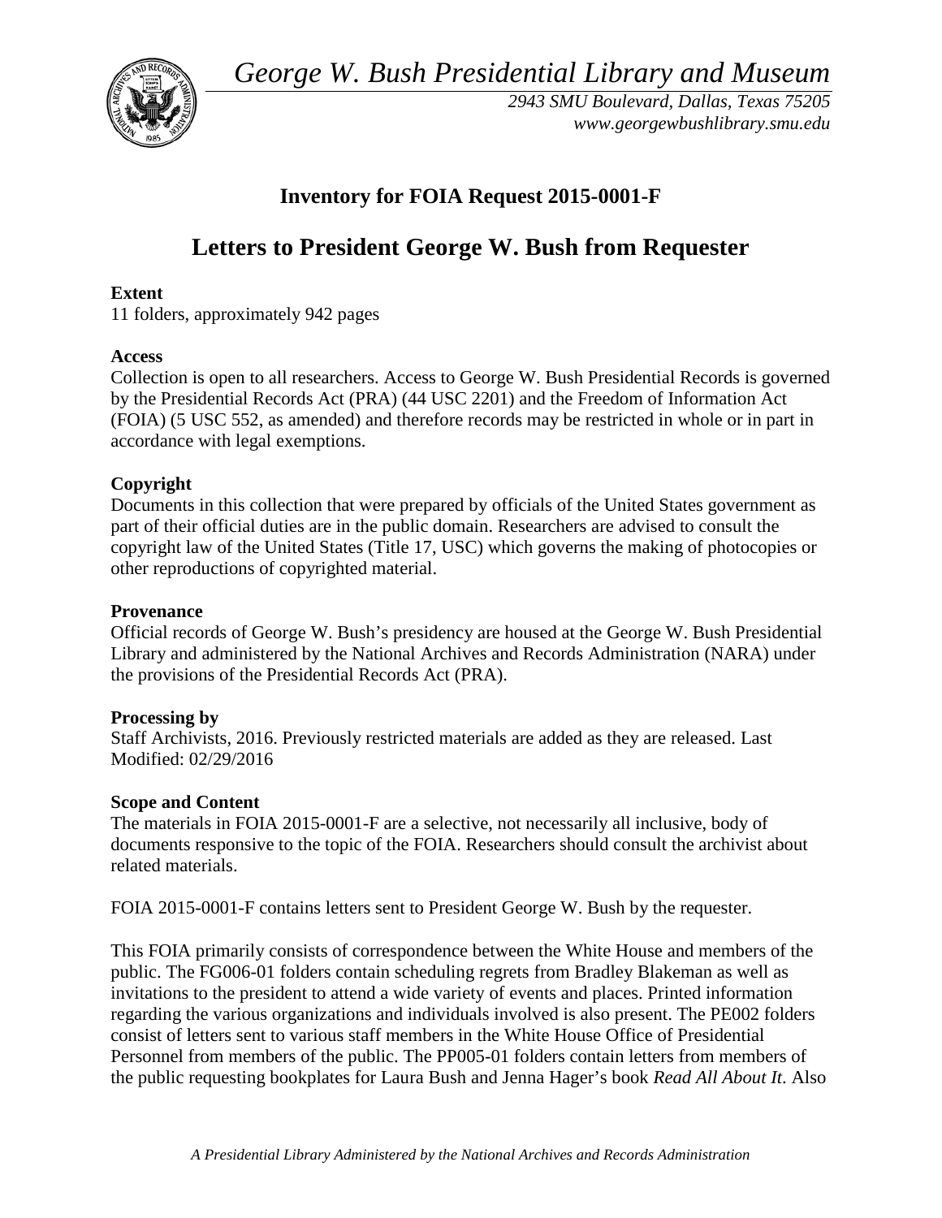*George W. Bush Presidential Library and Museum*

*2943 SMU Boulevard, Dallas, Texas 75205*
*www.georgewbushlibrary.smu.edu*

# Inventory for FOIA Request 2015-0001-F

# Letters to President George W. Bush from Requester

**Extent**
11 folders, approximately 942 pages

**Access**
Collection is open to all researchers. Access to George W. Bush Presidential Records is governed by the Presidential Records Act (PRA) (44 USC 2201) and the Freedom of Information Act (FOIA) (5 USC 552, as amended) and therefore records may be restricted in whole or in part in accordance with legal exemptions.

**Copyright**
Documents in this collection that were prepared by officials of the United States government as part of their official duties are in the public domain. Researchers are advised to consult the copyright law of the United States (Title 17, USC) which governs the making of photocopies or other reproductions of copyrighted material.

**Provenance**
Official records of George W. Bush's presidency are housed at the George W. Bush Presidential Library and administered by the National Archives and Records Administration (NARA) under the provisions of the Presidential Records Act (PRA).

**Processing by**
Staff Archivists, 2016. Previously restricted materials are added as they are released. Last Modified: 02/29/2016

**Scope and Content**
The materials in FOIA 2015-0001-F are a selective, not necessarily all inclusive, body of documents responsive to the topic of the FOIA. Researchers should consult the archivist about related materials.

FOIA 2015-0001-F contains letters sent to President George W. Bush by the requester.

This FOIA primarily consists of correspondence between the White House and members of the public. The FG006-01 folders contain scheduling regrets from Bradley Blakeman as well as invitations to the president to attend a wide variety of events and places. Printed information regarding the various organizations and individuals involved is also present. The PE002 folders consist of letters sent to various staff members in the White House Office of Presidential Personnel from members of the public. The PP005-01 folders contain letters from members of the public requesting bookplates for Laura Bush and Jenna Hager's book *Read All About It*. Also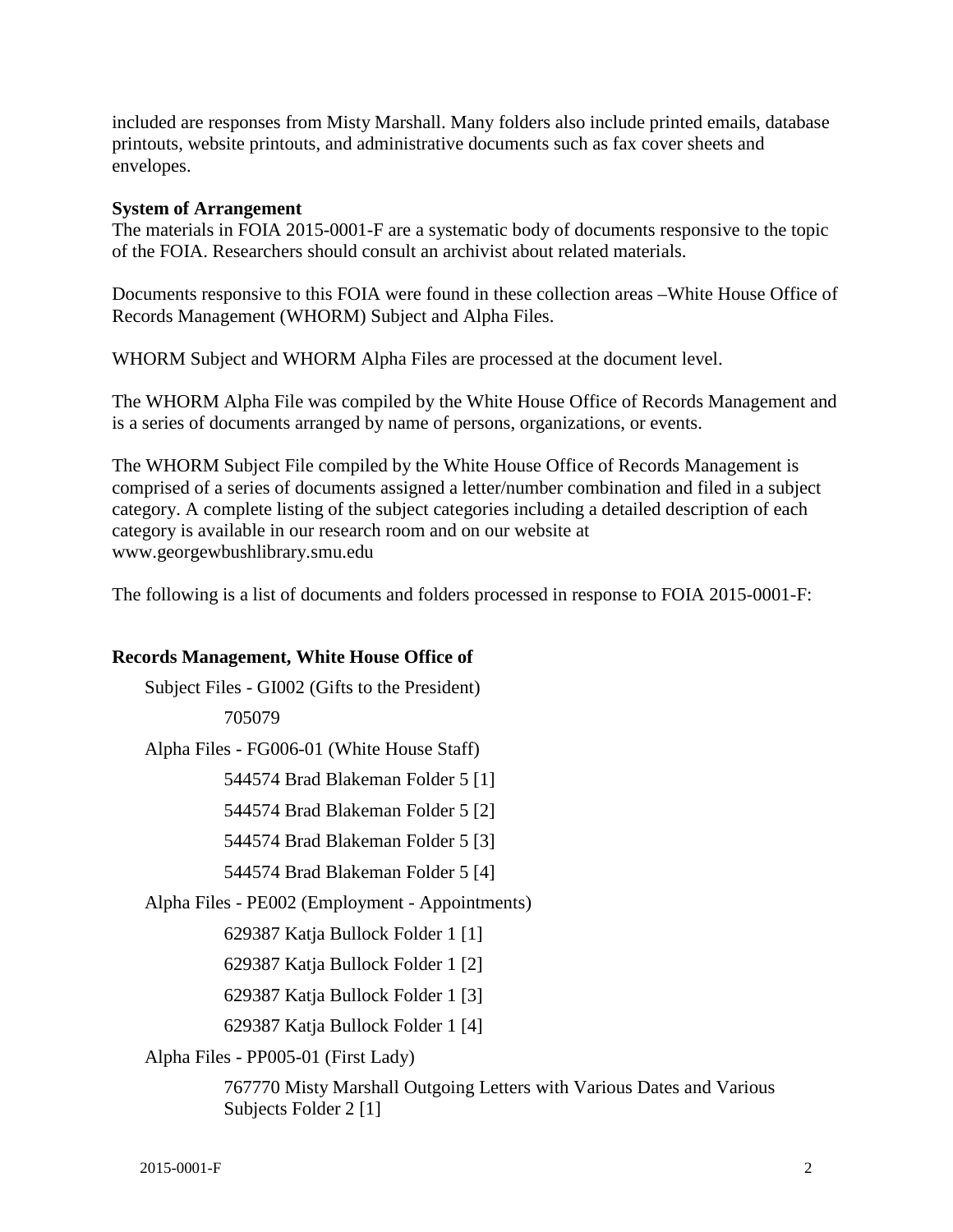included are responses from Misty Marshall. Many folders also include printed emails, database printouts, website printouts, and administrative documents such as fax cover sheets and envelopes.

**System of Arrangement**

The materials in FOIA 2015-0001-F are a systematic body of documents responsive to the topic of the FOIA. Researchers should consult an archivist about related materials.

Documents responsive to this FOIA were found in these collection areas –White House Office of Records Management (WHORM) Subject and Alpha Files.

WHORM Subject and WHORM Alpha Files are processed at the document level.

The WHORM Alpha File was compiled by the White House Office of Records Management and is a series of documents arranged by name of persons, organizations, or events.

The WHORM Subject File compiled by the White House Office of Records Management is comprised of a series of documents assigned a letter/number combination and filed in a subject category. A complete listing of the subject categories including a detailed description of each category is available in our research room and on our website at www.georgewbushlibrary.smu.edu

The following is a list of documents and folders processed in response to FOIA 2015-0001-F:

**Records Management, White House Office of**

- Subject Files - GI002 (Gifts to the President)
  - 705079
- Alpha Files - FG006-01 (White House Staff)
  - 544574 Brad Blakeman Folder 5 [1]
  - 544574 Brad Blakeman Folder 5 [2]
  - 544574 Brad Blakeman Folder 5 [3]
  - 544574 Brad Blakeman Folder 5 [4]
- Alpha Files - PE002 (Employment - Appointments)
  - 629387 Katja Bullock Folder 1 [1]
  - 629387 Katja Bullock Folder 1 [2]
  - 629387 Katja Bullock Folder 1 [3]
  - 629387 Katja Bullock Folder 1 [4]
- Alpha Files - PP005-01 (First Lady)
  - 767770 Misty Marshall Outgoing Letters with Various Dates and Various Subjects Folder 2 [1]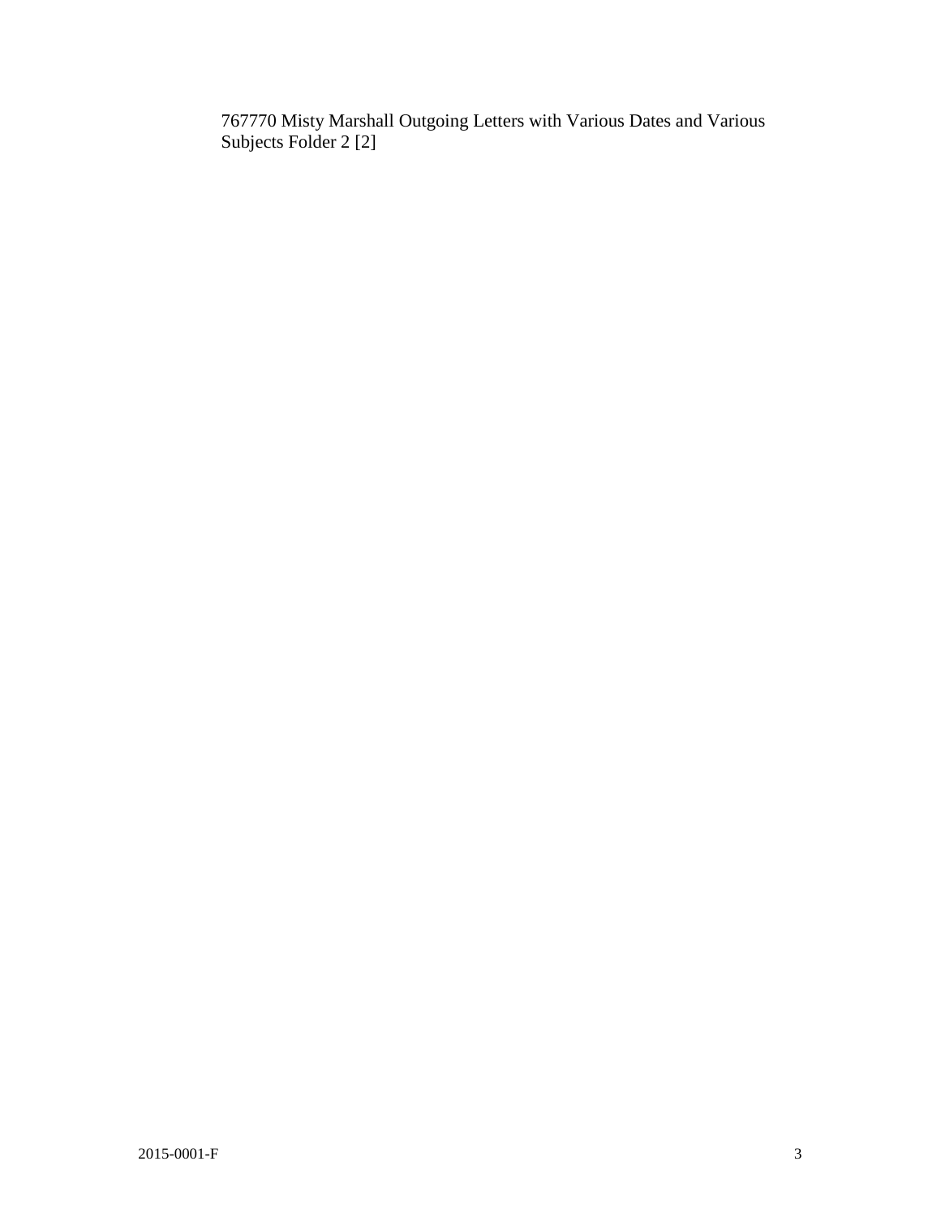767770 Misty Marshall Outgoing Letters with Various Dates and Various Subjects Folder 2 [2]